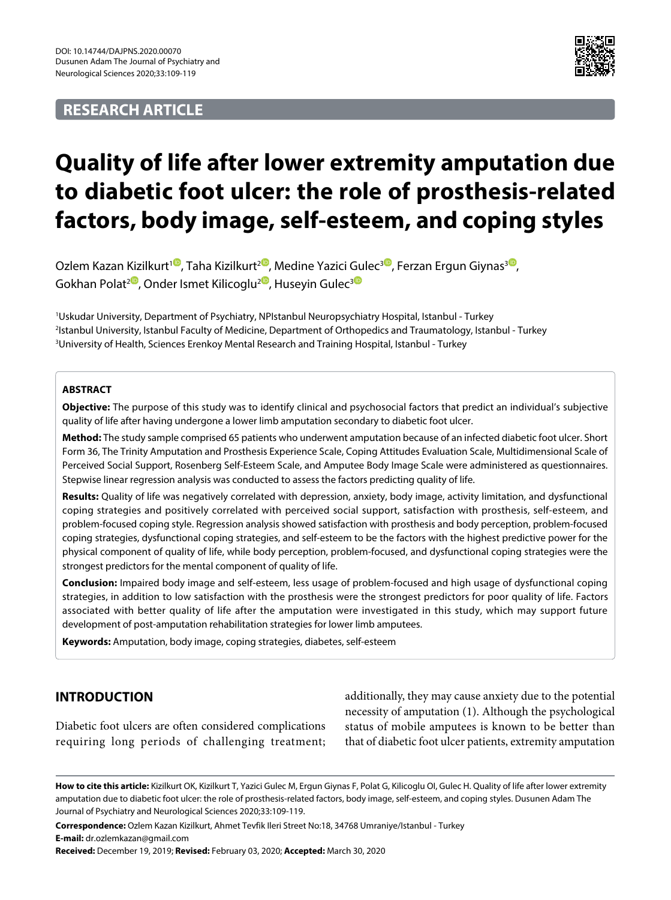DOI: 10.14744/DAJPNS.2020.00070
Dusunen Adam The Journal of Psychiatry and Neurological Sciences 2020;33:109-119

**RESEARCH ARTICLE**

# Quality of life after lower extremity amputation due to diabetic foot ulcer: the role of prosthesis-related factors, body image, self-esteem, and coping styles

Ozlem Kazan Kizilkurt[1], Taha Kizilkurt[2], Medine Yazici Gulec[3], Ferzan Ergun Giynas[3], Gokhan Polat[2], Onder Ismet Kilicoglu[2], Huseyin Gulec[3]

[1]Uskudar University, Department of Psychiatry, NPIstanbul Neuropsychiatry Hospital, Istanbul - Turkey
[2]Istanbul University, Istanbul Faculty of Medicine, Department of Orthopedics and Traumatology, Istanbul - Turkey
[3]University of Health, Sciences Erenkoy Mental Research and Training Hospital, Istanbul - Turkey

## ABSTRACT

**Objective:** The purpose of this study was to identify clinical and psychosocial factors that predict an individual's subjective quality of life after having undergone a lower limb amputation secondary to diabetic foot ulcer.

**Method:** The study sample comprised 65 patients who underwent amputation because of an infected diabetic foot ulcer. Short Form 36, The Trinity Amputation and Prosthesis Experience Scale, Coping Attitudes Evaluation Scale, Multidimensional Scale of Perceived Social Support, Rosenberg Self-Esteem Scale, and Amputee Body Image Scale were administered as questionnaires. Stepwise linear regression analysis was conducted to assess the factors predicting quality of life.

**Results:** Quality of life was negatively correlated with depression, anxiety, body image, activity limitation, and dysfunctional coping strategies and positively correlated with perceived social support, satisfaction with prosthesis, self-esteem, and problem-focused coping style. Regression analysis showed satisfaction with prosthesis and body perception, problem-focused coping strategies, dysfunctional coping strategies, and self-esteem to be the factors with the highest predictive power for the physical component of quality of life, while body perception, problem-focused, and dysfunctional coping strategies were the strongest predictors for the mental component of quality of life.

**Conclusion:** Impaired body image and self-esteem, less usage of problem-focused and high usage of dysfunctional coping strategies, in addition to low satisfaction with the prosthesis were the strongest predictors for poor quality of life. Factors associated with better quality of life after the amputation were investigated in this study, which may support future development of post-amputation rehabilitation strategies for lower limb amputees.

**Keywords:** Amputation, body image, coping strategies, diabetes, self-esteem

## INTRODUCTION

Diabetic foot ulcers are often considered complications requiring long periods of challenging treatment; additionally, they may cause anxiety due to the potential necessity of amputation (1). Although the psychological status of mobile amputees is known to be better than that of diabetic foot ulcer patients, extremity amputation

**How to cite this article:** Kizilkurt OK, Kizilkurt T, Yazici Gulec M, Ergun Giynas F, Polat G, Kilicoglu OI, Gulec H. Quality of life after lower extremity amputation due to diabetic foot ulcer: the role of prosthesis-related factors, body image, self-esteem, and coping styles. Dusunen Adam The Journal of Psychiatry and Neurological Sciences 2020;33:109-119.

**Correspondence:** Ozlem Kazan Kizilkurt, Ahmet Tevfik Ileri Street No:18, 34768 Umraniye/Istanbul - Turkey

**E-mail:** dr.ozlemkazan@gmail.com

**Received:** December 19, 2019; **Revised:** February 03, 2020; **Accepted:** March 30, 2020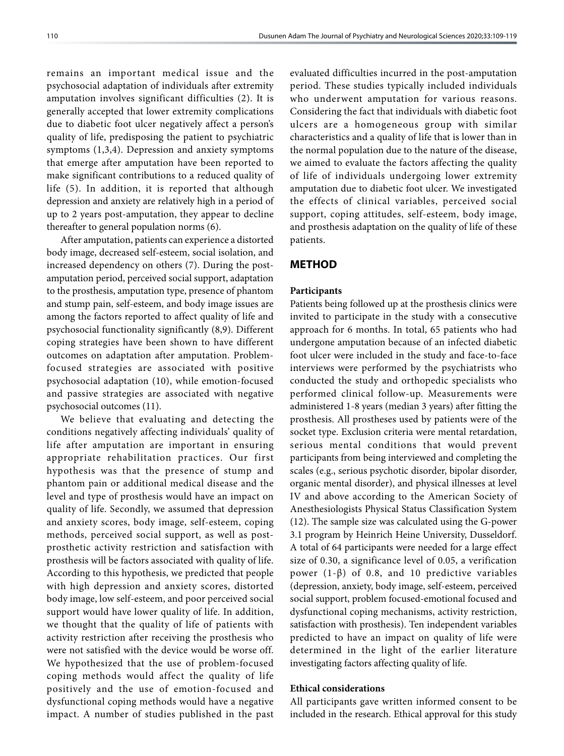remains an important medical issue and the psychosocial adaptation of individuals after extremity amputation involves significant difficulties (2). It is generally accepted that lower extremity complications due to diabetic foot ulcer negatively affect a person's quality of life, predisposing the patient to psychiatric symptoms (1,3,4). Depression and anxiety symptoms that emerge after amputation have been reported to make significant contributions to a reduced quality of life (5). In addition, it is reported that although depression and anxiety are relatively high in a period of up to 2 years post-amputation, they appear to decline thereafter to general population norms (6).

After amputation, patients can experience a distorted body image, decreased self-esteem, social isolation, and increased dependency on others (7). During the post-amputation period, perceived social support, adaptation to the prosthesis, amputation type, presence of phantom and stump pain, self-esteem, and body image issues are among the factors reported to affect quality of life and psychosocial functionality significantly (8,9). Different coping strategies have been shown to have different outcomes on adaptation after amputation. Problem-focused strategies are associated with positive psychosocial adaptation (10), while emotion-focused and passive strategies are associated with negative psychosocial outcomes (11).

We believe that evaluating and detecting the conditions negatively affecting individuals' quality of life after amputation are important in ensuring appropriate rehabilitation practices. Our first hypothesis was that the presence of stump and phantom pain or additional medical disease and the level and type of prosthesis would have an impact on quality of life. Secondly, we assumed that depression and anxiety scores, body image, self-esteem, coping methods, perceived social support, as well as post-prosthetic activity restriction and satisfaction with prosthesis will be factors associated with quality of life. According to this hypothesis, we predicted that people with high depression and anxiety scores, distorted body image, low self-esteem, and poor perceived social support would have lower quality of life. In addition, we thought that the quality of life of patients with activity restriction after receiving the prosthesis who were not satisfied with the device would be worse off. We hypothesized that the use of problem-focused coping methods would affect the quality of life positively and the use of emotion-focused and dysfunctional coping methods would have a negative impact. A number of studies published in the past evaluated difficulties incurred in the post-amputation period. These studies typically included individuals who underwent amputation for various reasons. Considering the fact that individuals with diabetic foot ulcers are a homogeneous group with similar characteristics and a quality of life that is lower than in the normal population due to the nature of the disease, we aimed to evaluate the factors affecting the quality of life of individuals undergoing lower extremity amputation due to diabetic foot ulcer. We investigated the effects of clinical variables, perceived social support, coping attitudes, self-esteem, body image, and prosthesis adaptation on the quality of life of these patients.

## METHOD

### Participants

Patients being followed up at the prosthesis clinics were invited to participate in the study with a consecutive approach for 6 months. In total, 65 patients who had undergone amputation because of an infected diabetic foot ulcer were included in the study and face-to-face interviews were performed by the psychiatrists who conducted the study and orthopedic specialists who performed clinical follow-up. Measurements were administered 1-8 years (median 3 years) after fitting the prosthesis. All prostheses used by patients were of the socket type. Exclusion criteria were mental retardation, serious mental conditions that would prevent participants from being interviewed and completing the scales (e.g., serious psychotic disorder, bipolar disorder, organic mental disorder), and physical illnesses at level IV and above according to the American Society of Anesthesiologists Physical Status Classification System (12). The sample size was calculated using the G-power 3.1 program by Heinrich Heine University, Dusseldorf. A total of 64 participants were needed for a large effect size of 0.30, a significance level of 0.05, a verification power (1-β) of 0.8, and 10 predictive variables (depression, anxiety, body image, self-esteem, perceived social support, problem focused-emotional focused and dysfunctional coping mechanisms, activity restriction, satisfaction with prosthesis). Ten independent variables predicted to have an impact on quality of life were determined in the light of the earlier literature investigating factors affecting quality of life.

### Ethical considerations

All participants gave written informed consent to be included in the research. Ethical approval for this study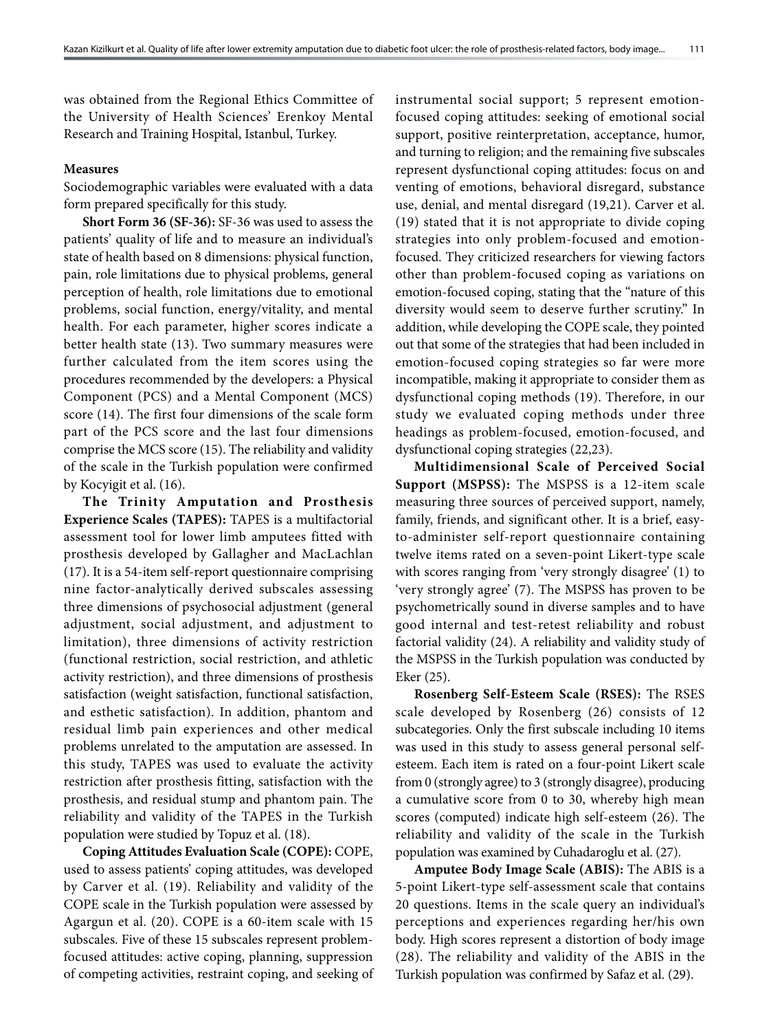was obtained from the Regional Ethics Committee of the University of Health Sciences' Erenkoy Mental Research and Training Hospital, Istanbul, Turkey.

**Measures**

Sociodemographic variables were evaluated with a data form prepared specifically for this study.

**Short Form 36 (SF-36):** SF-36 was used to assess the patients' quality of life and to measure an individual's state of health based on 8 dimensions: physical function, pain, role limitations due to physical problems, general perception of health, role limitations due to emotional problems, social function, energy/vitality, and mental health. For each parameter, higher scores indicate a better health state (13). Two summary measures were further calculated from the item scores using the procedures recommended by the developers: a Physical Component (PCS) and a Mental Component (MCS) score (14). The first four dimensions of the scale form part of the PCS score and the last four dimensions comprise the MCS score (15). The reliability and validity of the scale in the Turkish population were confirmed by Kocyigit et al. (16).

**The Trinity Amputation and Prosthesis Experience Scales (TAPES):** TAPES is a multifactorial assessment tool for lower limb amputees fitted with prosthesis developed by Gallagher and MacLachlan (17). It is a 54-item self-report questionnaire comprising nine factor-analytically derived subscales assessing three dimensions of psychosocial adjustment (general adjustment, social adjustment, and adjustment to limitation), three dimensions of activity restriction (functional restriction, social restriction, and athletic activity restriction), and three dimensions of prosthesis satisfaction (weight satisfaction, functional satisfaction, and esthetic satisfaction). In addition, phantom and residual limb pain experiences and other medical problems unrelated to the amputation are assessed. In this study, TAPES was used to evaluate the activity restriction after prosthesis fitting, satisfaction with the prosthesis, and residual stump and phantom pain. The reliability and validity of the TAPES in the Turkish population were studied by Topuz et al. (18).

**Coping Attitudes Evaluation Scale (COPE):** COPE, used to assess patients' coping attitudes, was developed by Carver et al. (19). Reliability and validity of the COPE scale in the Turkish population were assessed by Agargun et al. (20). COPE is a 60-item scale with 15 subscales. Five of these 15 subscales represent problem-focused attitudes: active coping, planning, suppression of competing activities, restraint coping, and seeking of instrumental social support; 5 represent emotion-focused coping attitudes: seeking of emotional social support, positive reinterpretation, acceptance, humor, and turning to religion; and the remaining five subscales represent dysfunctional coping attitudes: focus on and venting of emotions, behavioral disregard, substance use, denial, and mental disregard (19,21). Carver et al. (19) stated that it is not appropriate to divide coping strategies into only problem-focused and emotion-focused. They criticized researchers for viewing factors other than problem-focused coping as variations on emotion-focused coping, stating that the "nature of this diversity would seem to deserve further scrutiny." In addition, while developing the COPE scale, they pointed out that some of the strategies that had been included in emotion-focused coping strategies so far were more incompatible, making it appropriate to consider them as dysfunctional coping methods (19). Therefore, in our study we evaluated coping methods under three headings as problem-focused, emotion-focused, and dysfunctional coping strategies (22,23).

**Multidimensional Scale of Perceived Social Support (MSPSS):** The MSPSS is a 12-item scale measuring three sources of perceived support, namely, family, friends, and significant other. It is a brief, easy-to-administer self-report questionnaire containing twelve items rated on a seven-point Likert-type scale with scores ranging from 'very strongly disagree' (1) to 'very strongly agree' (7). The MSPSS has proven to be psychometrically sound in diverse samples and to have good internal and test-retest reliability and robust factorial validity (24). A reliability and validity study of the MSPSS in the Turkish population was conducted by Eker (25).

**Rosenberg Self-Esteem Scale (RSES):** The RSES scale developed by Rosenberg (26) consists of 12 subcategories. Only the first subscale including 10 items was used in this study to assess general personal self-esteem. Each item is rated on a four-point Likert scale from 0 (strongly agree) to 3 (strongly disagree), producing a cumulative score from 0 to 30, whereby high mean scores (computed) indicate high self-esteem (26). The reliability and validity of the scale in the Turkish population was examined by Cuhadaroglu et al. (27).

**Amputee Body Image Scale (ABIS):** The ABIS is a 5-point Likert-type self-assessment scale that contains 20 questions. Items in the scale query an individual's perceptions and experiences regarding her/his own body. High scores represent a distortion of body image (28). The reliability and validity of the ABIS in the Turkish population was confirmed by Safaz et al. (29).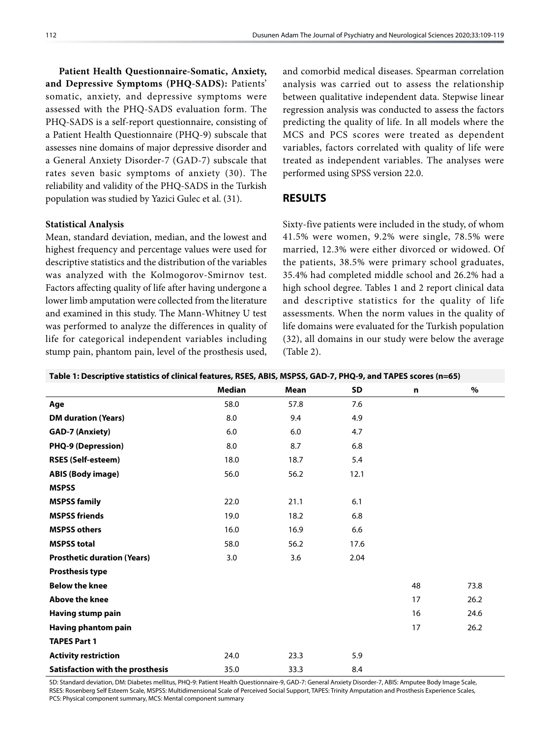**Patient Health Questionnaire-Somatic, Anxiety, and Depressive Symptoms (PHQ-SADS):** Patients' somatic, anxiety, and depressive symptoms were assessed with the PHQ-SADS evaluation form. The PHQ-SADS is a self-report questionnaire, consisting of a Patient Health Questionnaire (PHQ-9) subscale that assesses nine domains of major depressive disorder and a General Anxiety Disorder-7 (GAD-7) subscale that rates seven basic symptoms of anxiety (30). The reliability and validity of the PHQ-SADS in the Turkish population was studied by Yazici Gulec et al. (31).

**Statistical Analysis**

Mean, standard deviation, median, and the lowest and highest frequency and percentage values were used for descriptive statistics and the distribution of the variables was analyzed with the Kolmogorov-Smirnov test. Factors affecting quality of life after having undergone a lower limb amputation were collected from the literature and examined in this study. The Mann-Whitney U test was performed to analyze the differences in quality of life for categorical independent variables including stump pain, phantom pain, level of the prosthesis used, and comorbid medical diseases. Spearman correlation analysis was carried out to assess the relationship between qualitative independent data. Stepwise linear regression analysis was conducted to assess the factors predicting the quality of life. In all models where the MCS and PCS scores were treated as dependent variables, factors correlated with quality of life were treated as independent variables. The analyses were performed using SPSS version 22.0.

## RESULTS

Sixty-five patients were included in the study, of whom 41.5% were women, 9.2% were single, 78.5% were married, 12.3% were either divorced or widowed. Of the patients, 38.5% were primary school graduates, 35.4% had completed middle school and 26.2% had a high school degree. Tables 1 and 2 report clinical data and descriptive statistics for the quality of life assessments. When the norm values in the quality of life domains were evaluated for the Turkish population (32), all domains in our study were below the average (Table 2).

**Table 1: Descriptive statistics of clinical features, RSES, ABIS, MSPSS, GAD-7, PHQ-9, and TAPES scores (n=65)**

| | Median | Mean | SD | n | % |
|---|---|---|---|---|---|
| **Age** | 58.0 | 57.8 | 7.6 | | |
| **DM duration (Years)** | 8.0 | 9.4 | 4.9 | | |
| **GAD-7 (Anxiety)** | 6.0 | 6.0 | 4.7 | | |
| **PHQ-9 (Depression)** | 8.0 | 8.7 | 6.8 | | |
| **RSES (Self-esteem)** | 18.0 | 18.7 | 5.4 | | |
| **ABIS (Body image)** | 56.0 | 56.2 | 12.1 | | |
| **MSPSS** | | | | | |
| **MSPSS family** | 22.0 | 21.1 | 6.1 | | |
| **MSPSS friends** | 19.0 | 18.2 | 6.8 | | |
| **MSPSS others** | 16.0 | 16.9 | 6.6 | | |
| **MSPSS total** | 58.0 | 56.2 | 17.6 | | |
| **Prosthetic duration (Years)** | 3.0 | 3.6 | 2.04 | | |
| **Prosthesis type** | | | | | |
| **Below the knee** | | | | 48 | 73.8 |
| **Above the knee** | | | | 17 | 26.2 |
| **Having stump pain** | | | | 16 | 24.6 |
| **Having phantom pain** | | | | 17 | 26.2 |
| **TAPES Part 1** | | | | | |
| **Activity restriction** | 24.0 | 23.3 | 5.9 | | |
| **Satisfaction with the prosthesis** | 35.0 | 33.3 | 8.4 | | |

SD: Standard deviation, DM: Diabetes mellitus, PHQ-9: Patient Health Questionnaire-9, GAD-7: General Anxiety Disorder-7, ABIS: Amputee Body Image Scale, RSES: Rosenberg Self Esteem Scale, MSPSS: Multidimensional Scale of Perceived Social Support, TAPES: Trinity Amputation and Prosthesis Experience Scales, PCS: Physical component summary, MCS: Mental component summary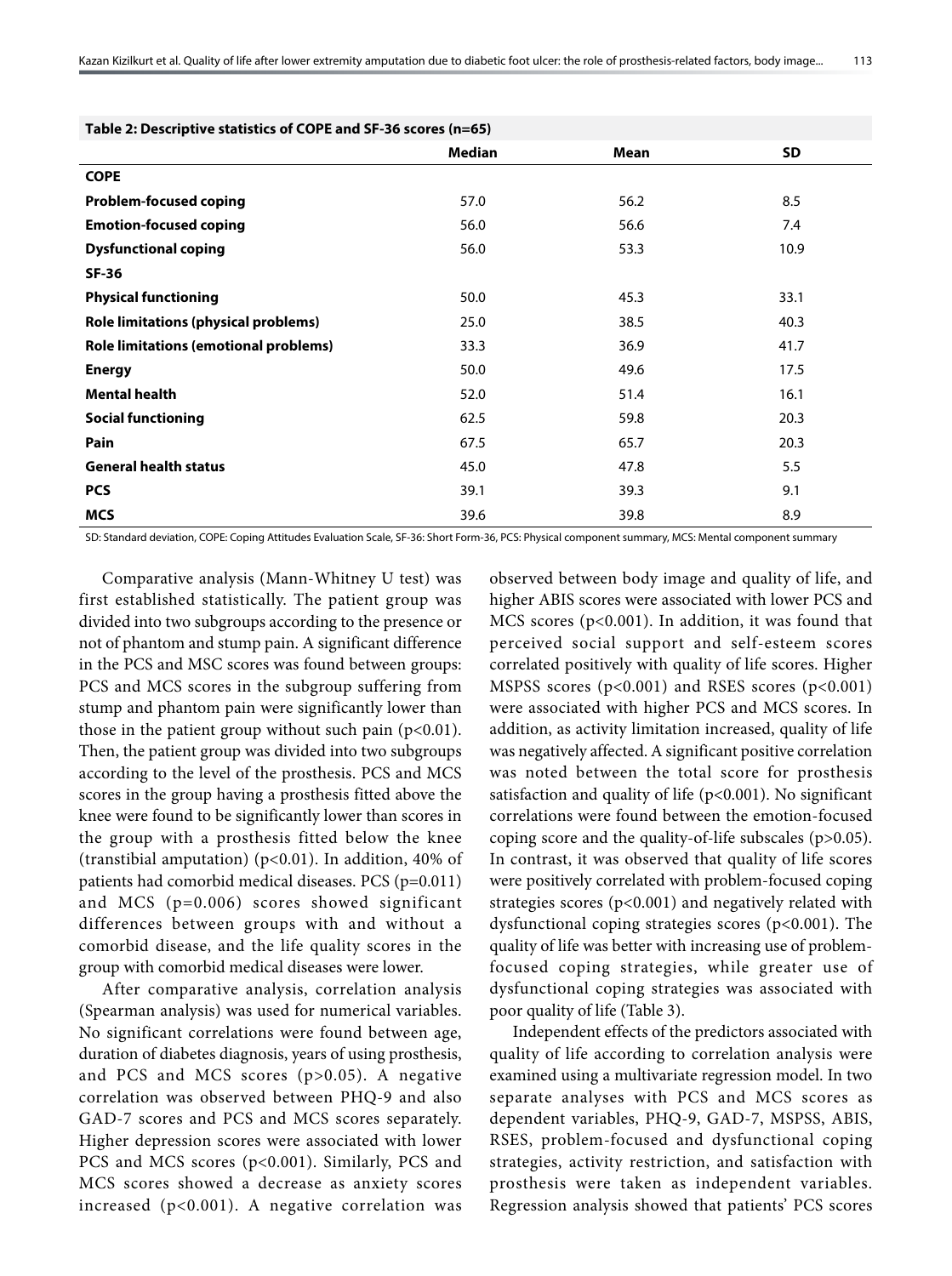**Table 2: Descriptive statistics of COPE and SF-36 scores (n=65)**

| | Median | Mean | SD |
|---|---|---|---|
| **COPE** | | | |
| **Problem-focused coping** | 57.0 | 56.2 | 8.5 |
| **Emotion-focused coping** | 56.0 | 56.6 | 7.4 |
| **Dysfunctional coping** | 56.0 | 53.3 | 10.9 |
| **SF-36** | | | |
| **Physical functioning** | 50.0 | 45.3 | 33.1 |
| **Role limitations (physical problems)** | 25.0 | 38.5 | 40.3 |
| **Role limitations (emotional problems)** | 33.3 | 36.9 | 41.7 |
| **Energy** | 50.0 | 49.6 | 17.5 |
| **Mental health** | 52.0 | 51.4 | 16.1 |
| **Social functioning** | 62.5 | 59.8 | 20.3 |
| **Pain** | 67.5 | 65.7 | 20.3 |
| **General health status** | 45.0 | 47.8 | 5.5 |
| **PCS** | 39.1 | 39.3 | 9.1 |
| **MCS** | 39.6 | 39.8 | 8.9 |

SD: Standard deviation, COPE: Coping Attitudes Evaluation Scale, SF-36: Short Form-36, PCS: Physical component summary, MCS: Mental component summary

Comparative analysis (Mann-Whitney U test) was first established statistically. The patient group was divided into two subgroups according to the presence or not of phantom and stump pain. A significant difference in the PCS and MSC scores was found between groups: PCS and MCS scores in the subgroup suffering from stump and phantom pain were significantly lower than those in the patient group without such pain ($p<0.01$). Then, the patient group was divided into two subgroups according to the level of the prosthesis. PCS and MCS scores in the group having a prosthesis fitted above the knee were found to be significantly lower than scores in the group with a prosthesis fitted below the knee (transtibial amputation) ($p<0.01$). In addition, 40% of patients had comorbid medical diseases. PCS ($p=0.011$) and MCS ($p=0.006$) scores showed significant differences between groups with and without a comorbid disease, and the life quality scores in the group with comorbid medical diseases were lower.

After comparative analysis, correlation analysis (Spearman analysis) was used for numerical variables. No significant correlations were found between age, duration of diabetes diagnosis, years of using prosthesis, and PCS and MCS scores ($p>0.05$). A negative correlation was observed between PHQ-9 and also GAD-7 scores and PCS and MCS scores separately. Higher depression scores were associated with lower PCS and MCS scores ($p<0.001$). Similarly, PCS and MCS scores showed a decrease as anxiety scores increased ($p<0.001$). A negative correlation was observed between body image and quality of life, and higher ABIS scores were associated with lower PCS and MCS scores ($p<0.001$). In addition, it was found that perceived social support and self-esteem scores correlated positively with quality of life scores. Higher MSPSS scores ($p<0.001$) and RSES scores ($p<0.001$) were associated with higher PCS and MCS scores. In addition, as activity limitation increased, quality of life was negatively affected. A significant positive correlation was noted between the total score for prosthesis satisfaction and quality of life ($p<0.001$). No significant correlations were found between the emotion-focused coping score and the quality-of-life subscales ($p>0.05$). In contrast, it was observed that quality of life scores were positively correlated with problem-focused coping strategies scores ($p<0.001$) and negatively related with dysfunctional coping strategies scores ($p<0.001$). The quality of life was better with increasing use of problem-focused coping strategies, while greater use of dysfunctional coping strategies was associated with poor quality of life (Table 3).

Independent effects of the predictors associated with quality of life according to correlation analysis were examined using a multivariate regression model. In two separate analyses with PCS and MCS scores as dependent variables, PHQ-9, GAD-7, MSPSS, ABIS, RSES, problem-focused and dysfunctional coping strategies, activity restriction, and satisfaction with prosthesis were taken as independent variables. Regression analysis showed that patients' PCS scores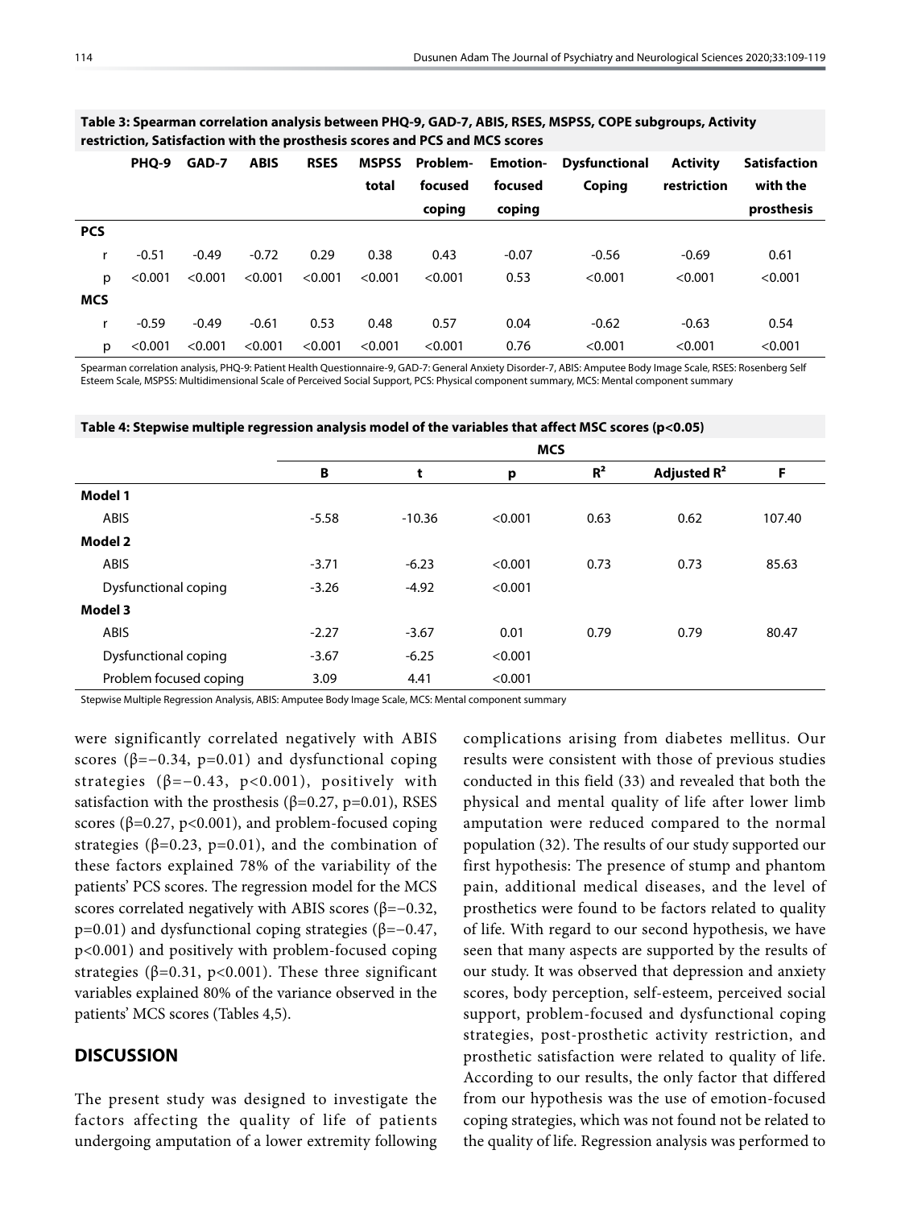**Table 3: Spearman correlation analysis between PHQ-9, GAD-7, ABIS, RSES, MSPSS, COPE subgroups, Activity restriction, Satisfaction with the prosthesis scores and PCS and MCS scores**

| | PHQ-9 | GAD-7 | ABIS | RSES | MSPSS total | Problem-focused coping | Emotion-focused coping | Dysfunctional Coping | Activity restriction | Satisfaction with the prosthesis |
|---|---|---|---|---|---|---|---|---|---|---|
| **PCS** | | | | | | | | | | |
| r | -0.51 | -0.49 | -0.72 | 0.29 | 0.38 | 0.43 | -0.07 | -0.56 | -0.69 | 0.61 |
| p | <0.001 | <0.001 | <0.001 | <0.001 | <0.001 | <0.001 | 0.53 | <0.001 | <0.001 | <0.001 |
| **MCS** | | | | | | | | | | |
| r | -0.59 | -0.49 | -0.61 | 0.53 | 0.48 | 0.57 | 0.04 | -0.62 | -0.63 | 0.54 |
| p | <0.001 | <0.001 | <0.001 | <0.001 | <0.001 | <0.001 | 0.76 | <0.001 | <0.001 | <0.001 |

Spearman correlation analysis, PHQ-9: Patient Health Questionnaire-9, GAD-7: General Anxiety Disorder-7, ABIS: Amputee Body Image Scale, RSES: Rosenberg Self Esteem Scale, MSPSS: Multidimensional Scale of Perceived Social Support, PCS: Physical component summary, MCS: Mental component summary

**Table 4: Stepwise multiple regression analysis model of the variables that affect MSC scores (p<0.05)**

| | MCS | | | | | |
|---|---|---|---|---|---|---|
| | B | t | p | $R^2$ | Adjusted $R^2$ | F |
| **Model 1** | | | | | | |
| ABIS | -5.58 | -10.36 | <0.001 | 0.63 | 0.62 | 107.40 |
| **Model 2** | | | | | | |
| ABIS | -3.71 | -6.23 | <0.001 | 0.73 | 0.73 | 85.63 |
| Dysfunctional coping | -3.26 | -4.92 | <0.001 | | | |
| **Model 3** | | | | | | |
| ABIS | -2.27 | -3.67 | 0.01 | 0.79 | 0.79 | 80.47 |
| Dysfunctional coping | -3.67 | -6.25 | <0.001 | | | |
| Problem focused coping | 3.09 | 4.41 | <0.001 | | | |

Stepwise Multiple Regression Analysis, ABIS: Amputee Body Image Scale, MCS: Mental component summary

were significantly correlated negatively with ABIS scores ($\beta=-0.34$, $p=0.01$) and dysfunctional coping strategies ($\beta=-0.43$, $p<0.001$), positively with satisfaction with the prosthesis ($\beta=0.27$, $p=0.01$), RSES scores ($\beta=0.27$, $p<0.001$), and problem-focused coping strategies ($\beta=0.23$, $p=0.01$), and the combination of these factors explained 78% of the variability of the patients' PCS scores. The regression model for the MCS scores correlated negatively with ABIS scores ($\beta=-0.32$, $p=0.01$) and dysfunctional coping strategies ($\beta=-0.47$, $p<0.001$) and positively with problem-focused coping strategies ($\beta=0.31$, $p<0.001$). These three significant variables explained 80% of the variance observed in the patients' MCS scores (Tables 4,5).

## DISCUSSION

The present study was designed to investigate the factors affecting the quality of life of patients undergoing amputation of a lower extremity following complications arising from diabetes mellitus. Our results were consistent with those of previous studies conducted in this field (33) and revealed that both the physical and mental quality of life after lower limb amputation were reduced compared to the normal population (32). The results of our study supported our first hypothesis: The presence of stump and phantom pain, additional medical diseases, and the level of prosthetics were found to be factors related to quality of life. With regard to our second hypothesis, we have seen that many aspects are supported by the results of our study. It was observed that depression and anxiety scores, body perception, self-esteem, perceived social support, problem-focused and dysfunctional coping strategies, post-prosthetic activity restriction, and prosthetic satisfaction were related to quality of life. According to our results, the only factor that differed from our hypothesis was the use of emotion-focused coping strategies, which was not found not be related to the quality of life. Regression analysis was performed to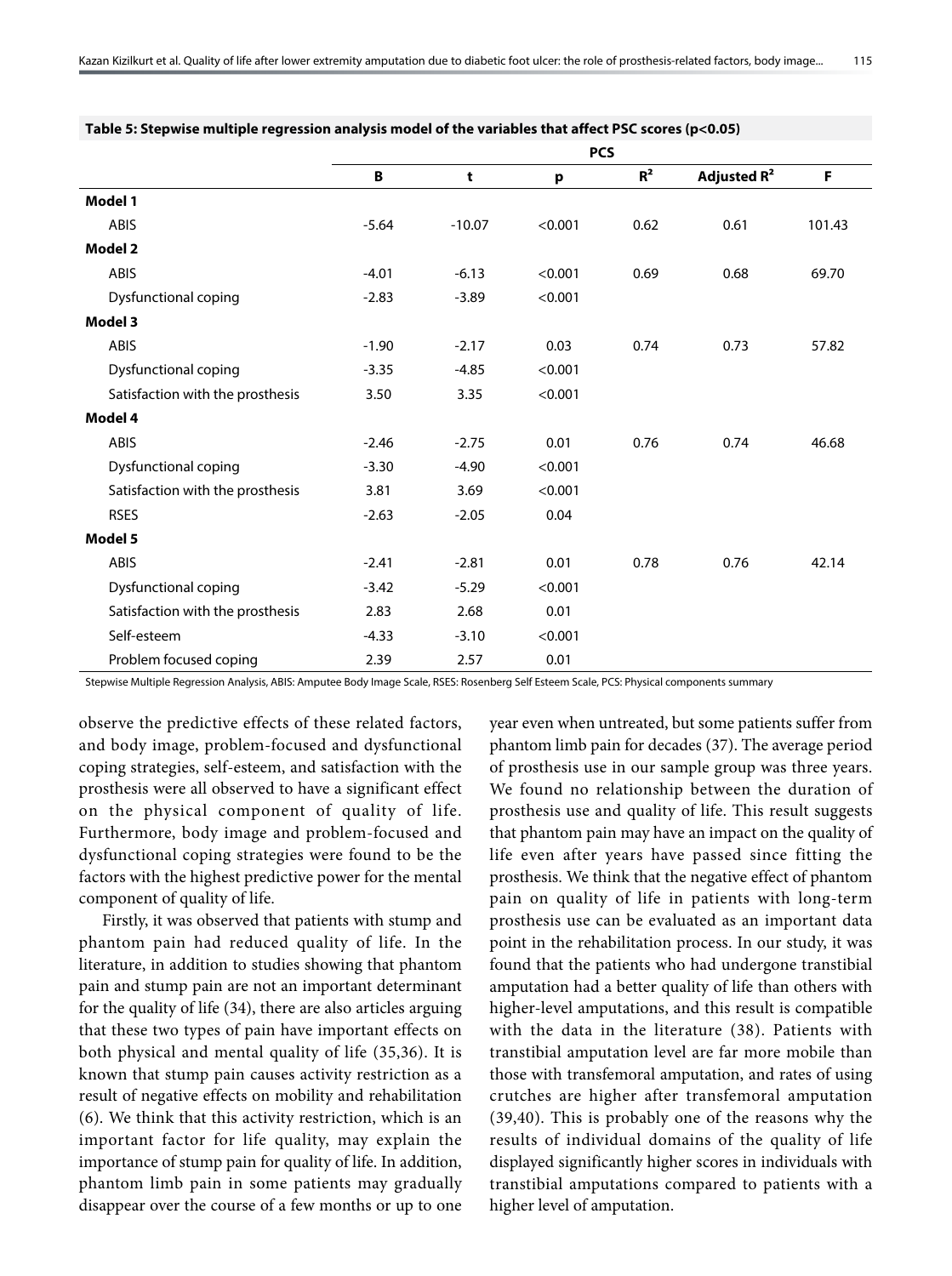**Table 5: Stepwise multiple regression analysis model of the variables that affect PSC scores (p<0.05)**

| | PCS | | | | | |
|---|---|---|---|---|---|---|
| | B | t | p | $R^2$ | Adjusted $R^2$ | F |
| **Model 1** | | | | | | |
| ABIS | -5.64 | -10.07 | <0.001 | 0.62 | 0.61 | 101.43 |
| **Model 2** | | | | | | |
| ABIS | -4.01 | -6.13 | <0.001 | 0.69 | 0.68 | 69.70 |
| Dysfunctional coping | -2.83 | -3.89 | <0.001 | | | |
| **Model 3** | | | | | | |
| ABIS | -1.90 | -2.17 | 0.03 | 0.74 | 0.73 | 57.82 |
| Dysfunctional coping | -3.35 | -4.85 | <0.001 | | | |
| Satisfaction with the prosthesis | 3.50 | 3.35 | <0.001 | | | |
| **Model 4** | | | | | | |
| ABIS | -2.46 | -2.75 | 0.01 | 0.76 | 0.74 | 46.68 |
| Dysfunctional coping | -3.30 | -4.90 | <0.001 | | | |
| Satisfaction with the prosthesis | 3.81 | 3.69 | <0.001 | | | |
| RSES | -2.63 | -2.05 | 0.04 | | | |
| **Model 5** | | | | | | |
| ABIS | -2.41 | -2.81 | 0.01 | 0.78 | 0.76 | 42.14 |
| Dysfunctional coping | -3.42 | -5.29 | <0.001 | | | |
| Satisfaction with the prosthesis | 2.83 | 2.68 | 0.01 | | | |
| Self-esteem | -4.33 | -3.10 | <0.001 | | | |
| Problem focused coping | 2.39 | 2.57 | 0.01 | | | |

Stepwise Multiple Regression Analysis, ABIS: Amputee Body Image Scale, RSES: Rosenberg Self Esteem Scale, PCS: Physical components summary

observe the predictive effects of these related factors, and body image, problem-focused and dysfunctional coping strategies, self-esteem, and satisfaction with the prosthesis were all observed to have a significant effect on the physical component of quality of life. Furthermore, body image and problem-focused and dysfunctional coping strategies were found to be the factors with the highest predictive power for the mental component of quality of life.

Firstly, it was observed that patients with stump and phantom pain had reduced quality of life. In the literature, in addition to studies showing that phantom pain and stump pain are not an important determinant for the quality of life (34), there are also articles arguing that these two types of pain have important effects on both physical and mental quality of life (35,36). It is known that stump pain causes activity restriction as a result of negative effects on mobility and rehabilitation (6). We think that this activity restriction, which is an important factor for life quality, may explain the importance of stump pain for quality of life. In addition, phantom limb pain in some patients may gradually disappear over the course of a few months or up to one year even when untreated, but some patients suffer from phantom limb pain for decades (37). The average period of prosthesis use in our sample group was three years. We found no relationship between the duration of prosthesis use and quality of life. This result suggests that phantom pain may have an impact on the quality of life even after years have passed since fitting the prosthesis. We think that the negative effect of phantom pain on quality of life in patients with long-term prosthesis use can be evaluated as an important data point in the rehabilitation process. In our study, it was found that the patients who had undergone transtibial amputation had a better quality of life than others with higher-level amputations, and this result is compatible with the data in the literature (38). Patients with transtibial amputation level are far more mobile than those with transfemoral amputation, and rates of using crutches are higher after transfemoral amputation (39,40). This is probably one of the reasons why the results of individual domains of the quality of life displayed significantly higher scores in individuals with transtibial amputations compared to patients with a higher level of amputation.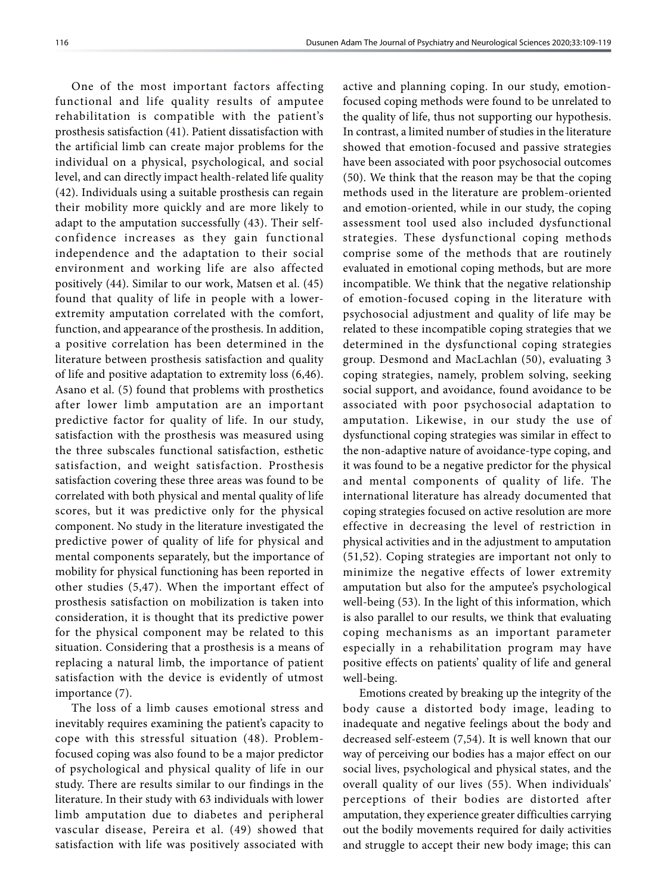One of the most important factors affecting functional and life quality results of amputee rehabilitation is compatible with the patient's prosthesis satisfaction (41). Patient dissatisfaction with the artificial limb can create major problems for the individual on a physical, psychological, and social level, and can directly impact health-related life quality (42). Individuals using a suitable prosthesis can regain their mobility more quickly and are more likely to adapt to the amputation successfully (43). Their self-confidence increases as they gain functional independence and the adaptation to their social environment and working life are also affected positively (44). Similar to our work, Matsen et al. (45) found that quality of life in people with a lower-extremity amputation correlated with the comfort, function, and appearance of the prosthesis. In addition, a positive correlation has been determined in the literature between prosthesis satisfaction and quality of life and positive adaptation to extremity loss (6,46). Asano et al. (5) found that problems with prosthetics after lower limb amputation are an important predictive factor for quality of life. In our study, satisfaction with the prosthesis was measured using the three subscales functional satisfaction, esthetic satisfaction, and weight satisfaction. Prosthesis satisfaction covering these three areas was found to be correlated with both physical and mental quality of life scores, but it was predictive only for the physical component. No study in the literature investigated the predictive power of quality of life for physical and mental components separately, but the importance of mobility for physical functioning has been reported in other studies (5,47). When the important effect of prosthesis satisfaction on mobilization is taken into consideration, it is thought that its predictive power for the physical component may be related to this situation. Considering that a prosthesis is a means of replacing a natural limb, the importance of patient satisfaction with the device is evidently of utmost importance (7).

The loss of a limb causes emotional stress and inevitably requires examining the patient's capacity to cope with this stressful situation (48). Problem-focused coping was also found to be a major predictor of psychological and physical quality of life in our study. There are results similar to our findings in the literature. In their study with 63 individuals with lower limb amputation due to diabetes and peripheral vascular disease, Pereira et al. (49) showed that satisfaction with life was positively associated with active and planning coping. In our study, emotion-focused coping methods were found to be unrelated to the quality of life, thus not supporting our hypothesis. In contrast, a limited number of studies in the literature showed that emotion-focused and passive strategies have been associated with poor psychosocial outcomes (50). We think that the reason may be that the coping methods used in the literature are problem-oriented and emotion-oriented, while in our study, the coping assessment tool used also included dysfunctional strategies. These dysfunctional coping methods comprise some of the methods that are routinely evaluated in emotional coping methods, but are more incompatible. We think that the negative relationship of emotion-focused coping in the literature with psychosocial adjustment and quality of life may be related to these incompatible coping strategies that we determined in the dysfunctional coping strategies group. Desmond and MacLachlan (50), evaluating 3 coping strategies, namely, problem solving, seeking social support, and avoidance, found avoidance to be associated with poor psychosocial adaptation to amputation. Likewise, in our study the use of dysfunctional coping strategies was similar in effect to the non-adaptive nature of avoidance-type coping, and it was found to be a negative predictor for the physical and mental components of quality of life. The international literature has already documented that coping strategies focused on active resolution are more effective in decreasing the level of restriction in physical activities and in the adjustment to amputation (51,52). Coping strategies are important not only to minimize the negative effects of lower extremity amputation but also for the amputee's psychological well-being (53). In the light of this information, which is also parallel to our results, we think that evaluating coping mechanisms as an important parameter especially in a rehabilitation program may have positive effects on patients' quality of life and general well-being.

Emotions created by breaking up the integrity of the body cause a distorted body image, leading to inadequate and negative feelings about the body and decreased self-esteem (7,54). It is well known that our way of perceiving our bodies has a major effect on our social lives, psychological and physical states, and the overall quality of our lives (55). When individuals' perceptions of their bodies are distorted after amputation, they experience greater difficulties carrying out the bodily movements required for daily activities and struggle to accept their new body image; this can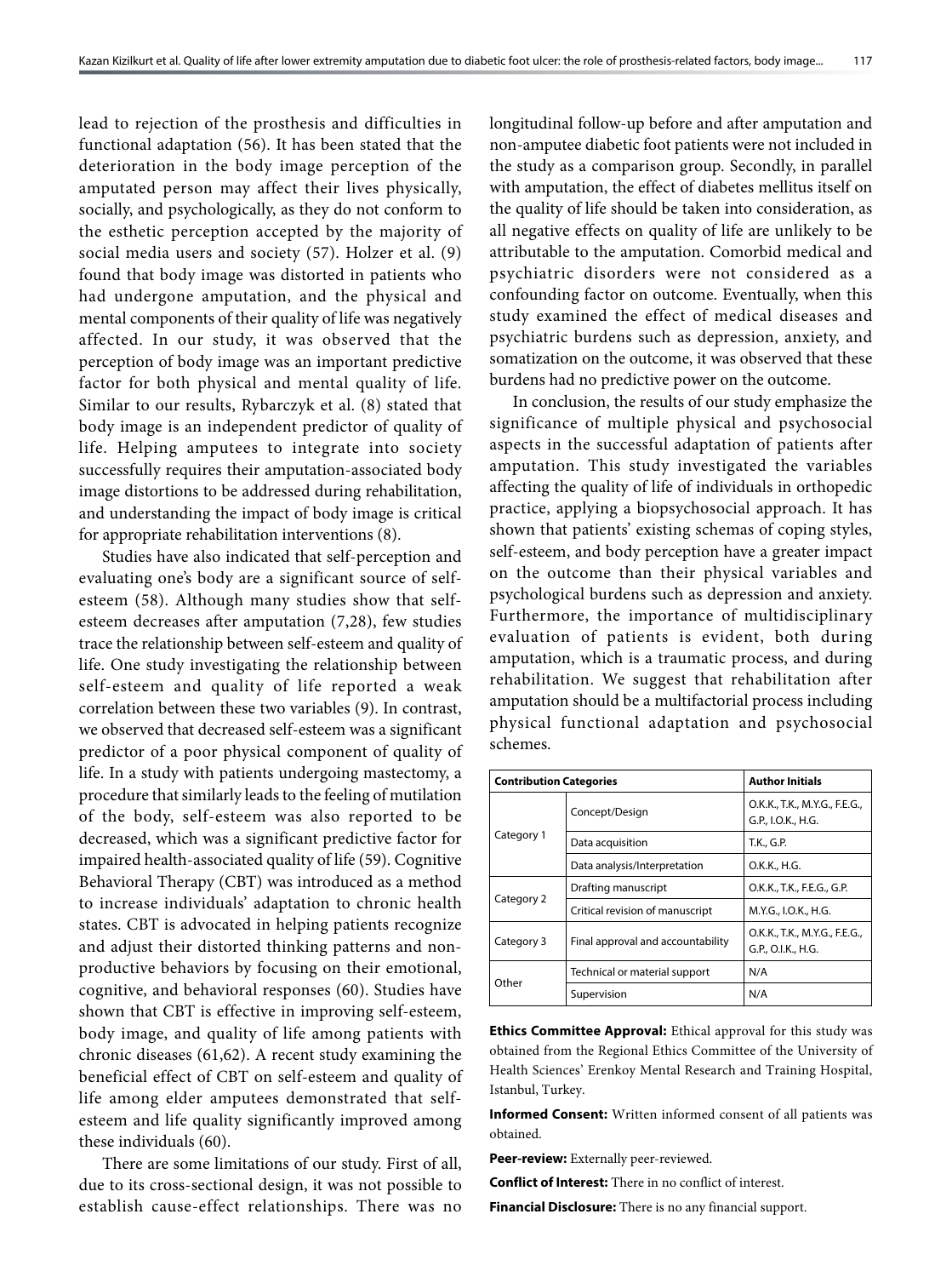lead to rejection of the prosthesis and difficulties in functional adaptation (56). It has been stated that the deterioration in the body image perception of the amputated person may affect their lives physically, socially, and psychologically, as they do not conform to the esthetic perception accepted by the majority of social media users and society (57). Holzer et al. (9) found that body image was distorted in patients who had undergone amputation, and the physical and mental components of their quality of life was negatively affected. In our study, it was observed that the perception of body image was an important predictive factor for both physical and mental quality of life. Similar to our results, Rybarczyk et al. (8) stated that body image is an independent predictor of quality of life. Helping amputees to integrate into society successfully requires their amputation-associated body image distortions to be addressed during rehabilitation, and understanding the impact of body image is critical for appropriate rehabilitation interventions (8).

Studies have also indicated that self-perception and evaluating one's body are a significant source of self-esteem (58). Although many studies show that self-esteem decreases after amputation (7,28), few studies trace the relationship between self-esteem and quality of life. One study investigating the relationship between self-esteem and quality of life reported a weak correlation between these two variables (9). In contrast, we observed that decreased self-esteem was a significant predictor of a poor physical component of quality of life. In a study with patients undergoing mastectomy, a procedure that similarly leads to the feeling of mutilation of the body, self-esteem was also reported to be decreased, which was a significant predictive factor for impaired health-associated quality of life (59). Cognitive Behavioral Therapy (CBT) was introduced as a method to increase individuals' adaptation to chronic health states. CBT is advocated in helping patients recognize and adjust their distorted thinking patterns and non-productive behaviors by focusing on their emotional, cognitive, and behavioral responses (60). Studies have shown that CBT is effective in improving self-esteem, body image, and quality of life among patients with chronic diseases (61,62). A recent study examining the beneficial effect of CBT on self-esteem and quality of life among elder amputees demonstrated that self-esteem and life quality significantly improved among these individuals (60).

There are some limitations of our study. First of all, due to its cross-sectional design, it was not possible to establish cause-effect relationships. There was no longitudinal follow-up before and after amputation and non-amputee diabetic foot patients were not included in the study as a comparison group. Secondly, in parallel with amputation, the effect of diabetes mellitus itself on the quality of life should be taken into consideration, as all negative effects on quality of life are unlikely to be attributable to the amputation. Comorbid medical and psychiatric disorders were not considered as a confounding factor on outcome. Eventually, when this study examined the effect of medical diseases and psychiatric burdens such as depression, anxiety, and somatization on the outcome, it was observed that these burdens had no predictive power on the outcome.

In conclusion, the results of our study emphasize the significance of multiple physical and psychosocial aspects in the successful adaptation of patients after amputation. This study investigated the variables affecting the quality of life of individuals in orthopedic practice, applying a biopsychosocial approach. It has shown that patients' existing schemas of coping styles, self-esteem, and body perception have a greater impact on the outcome than their physical variables and psychological burdens such as depression and anxiety. Furthermore, the importance of multidisciplinary evaluation of patients is evident, both during amputation, which is a traumatic process, and during rehabilitation. We suggest that rehabilitation after amputation should be a multifactorial process including physical functional adaptation and psychosocial schemes.

| Contribution Categories | | Author Initials |
|---|---|---|
| Category 1 | Concept/Design | O.K.K., T.K., M.Y.G., F.E.G., G.P., I.O.K., H.G. |
| | Data acquisition | T.K., G.P. |
| | Data analysis/Interpretation | O.K.K., H.G. |
| Category 2 | Drafting manuscript | O.K.K., T.K., F.E.G., G.P. |
| | Critical revision of manuscript | M.Y.G., I.O.K., H.G. |
| Category 3 | Final approval and accountability | O.K.K., T.K., M.Y.G., F.E.G., G.P., O.I.K., H.G. |
| Other | Technical or material support | N/A |
| | Supervision | N/A |

**Ethics Committee Approval:** Ethical approval for this study was obtained from the Regional Ethics Committee of the University of Health Sciences' Erenkoy Mental Research and Training Hospital, Istanbul, Turkey.

**Informed Consent:** Written informed consent of all patients was obtained.

**Peer-review:** Externally peer-reviewed.

**Conflict of Interest:** There in no conflict of interest.

**Financial Disclosure:** There is no any financial support.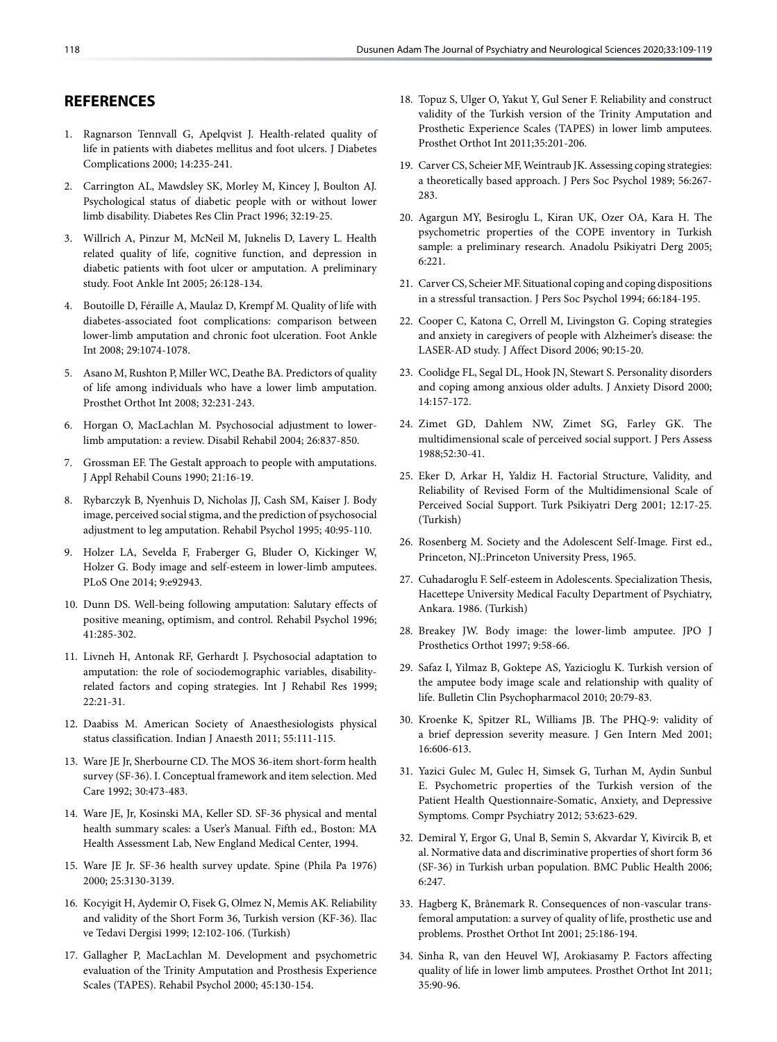## REFERENCES

1. Ragnarson Tennvall G, Apelqvist J. Health-related quality of life in patients with diabetes mellitus and foot ulcers. J Diabetes Complications 2000; 14:235-241.
2. Carrington AL, Mawdsley SK, Morley M, Kincey J, Boulton AJ. Psychological status of diabetic people with or without lower limb disability. Diabetes Res Clin Pract 1996; 32:19-25.
3. Willrich A, Pinzur M, McNeil M, Juknelis D, Lavery L. Health related quality of life, cognitive function, and depression in diabetic patients with foot ulcer or amputation. A preliminary study. Foot Ankle Int 2005; 26:128-134.
4. Boutoille D, Féraille A, Maulaz D, Krempf M. Quality of life with diabetes-associated foot complications: comparison between lower-limb amputation and chronic foot ulceration. Foot Ankle Int 2008; 29:1074-1078.
5. Asano M, Rushton P, Miller WC, Deathe BA. Predictors of quality of life among individuals who have a lower limb amputation. Prosthet Orthot Int 2008; 32:231-243.
6. Horgan O, MacLachlan M. Psychosocial adjustment to lower-limb amputation: a review. Disabil Rehabil 2004; 26:837-850.
7. Grossman EF. The Gestalt approach to people with amputations. J Appl Rehabil Couns 1990; 21:16-19.
8. Rybarczyk B, Nyenhuis D, Nicholas JJ, Cash SM, Kaiser J. Body image, perceived social stigma, and the prediction of psychosocial adjustment to leg amputation. Rehabil Psychol 1995; 40:95-110.
9. Holzer LA, Sevelda F, Fraberger G, Bluder O, Kickinger W, Holzer G. Body image and self-esteem in lower-limb amputees. PLoS One 2014; 9:e92943.
10. Dunn DS. Well-being following amputation: Salutary effects of positive meaning, optimism, and control. Rehabil Psychol 1996; 41:285-302.
11. Livneh H, Antonak RF, Gerhardt J. Psychosocial adaptation to amputation: the role of sociodemographic variables, disability-related factors and coping strategies. Int J Rehabil Res 1999; 22:21-31.
12. Daabiss M. American Society of Anaesthesiologists physical status classification. Indian J Anaesth 2011; 55:111-115.
13. Ware JE Jr, Sherbourne CD. The MOS 36-item short-form health survey (SF-36). I. Conceptual framework and item selection. Med Care 1992; 30:473-483.
14. Ware JE, Jr, Kosinski MA, Keller SD. SF-36 physical and mental health summary scales: a User's Manual. Fifth ed., Boston: MA Health Assessment Lab, New England Medical Center, 1994.
15. Ware JE Jr. SF-36 health survey update. Spine (Phila Pa 1976) 2000; 25:3130-3139.
16. Kocyigit H, Aydemir O, Fisek G, Olmez N, Memis AK. Reliability and validity of the Short Form 36, Turkish version (KF-36). Ilac ve Tedavi Dergisi 1999; 12:102-106. (Turkish)
17. Gallagher P, MacLachlan M. Development and psychometric evaluation of the Trinity Amputation and Prosthesis Experience Scales (TAPES). Rehabil Psychol 2000; 45:130-154.
18. Topuz S, Ulger O, Yakut Y, Gul Sener F. Reliability and construct validity of the Turkish version of the Trinity Amputation and Prosthetic Experience Scales (TAPES) in lower limb amputees. Prosthet Orthot Int 2011;35:201-206.
19. Carver CS, Scheier MF, Weintraub JK. Assessing coping strategies: a theoretically based approach. J Pers Soc Psychol 1989; 56:267-283.
20. Agargun MY, Besiroglu L, Kiran UK, Ozer OA, Kara H. The psychometric properties of the COPE inventory in Turkish sample: a preliminary research. Anadolu Psikiyatri Derg 2005; 6:221.
21. Carver CS, Scheier MF. Situational coping and coping dispositions in a stressful transaction. J Pers Soc Psychol 1994; 66:184-195.
22. Cooper C, Katona C, Orrell M, Livingston G. Coping strategies and anxiety in caregivers of people with Alzheimer's disease: the LASER-AD study. J Affect Disord 2006; 90:15-20.
23. Coolidge FL, Segal DL, Hook JN, Stewart S. Personality disorders and coping among anxious older adults. J Anxiety Disord 2000; 14:157-172.
24. Zimet GD, Dahlem NW, Zimet SG, Farley GK. The multidimensional scale of perceived social support. J Pers Assess 1988;52:30-41.
25. Eker D, Arkar H, Yaldiz H. Factorial Structure, Validity, and Reliability of Revised Form of the Multidimensional Scale of Perceived Social Support. Turk Psikiyatri Derg 2001; 12:17-25. (Turkish)
26. Rosenberg M. Society and the Adolescent Self-Image. First ed., Princeton, NJ.:Princeton University Press, 1965.
27. Cuhadaroglu F. Self-esteem in Adolescents. Specialization Thesis, Hacettepe University Medical Faculty Department of Psychiatry, Ankara. 1986. (Turkish)
28. Breakey JW. Body image: the lower-limb amputee. JPO J Prosthetics Orthot 1997; 9:58-66.
29. Safaz I, Yilmaz B, Goktepe AS, Yazicioglu K. Turkish version of the amputee body image scale and relationship with quality of life. Bulletin Clin Psychopharmacol 2010; 20:79-83.
30. Kroenke K, Spitzer RL, Williams JB. The PHQ-9: validity of a brief depression severity measure. J Gen Intern Med 2001; 16:606-613.
31. Yazici Gulec M, Gulec H, Simsek G, Turhan M, Aydin Sunbul E. Psychometric properties of the Turkish version of the Patient Health Questionnaire-Somatic, Anxiety, and Depressive Symptoms. Compr Psychiatry 2012; 53:623-629.
32. Demiral Y, Ergor G, Unal B, Semin S, Akvardar Y, Kivircik B, et al. Normative data and discriminative properties of short form 36 (SF-36) in Turkish urban population. BMC Public Health 2006; 6:247.
33. Hagberg K, Brånemark R. Consequences of non-vascular trans-femoral amputation: a survey of quality of life, prosthetic use and problems. Prosthet Orthot Int 2001; 25:186-194.
34. Sinha R, van den Heuvel WJ, Arokiasamy P. Factors affecting quality of life in lower limb amputees. Prosthet Orthot Int 2011; 35:90-96.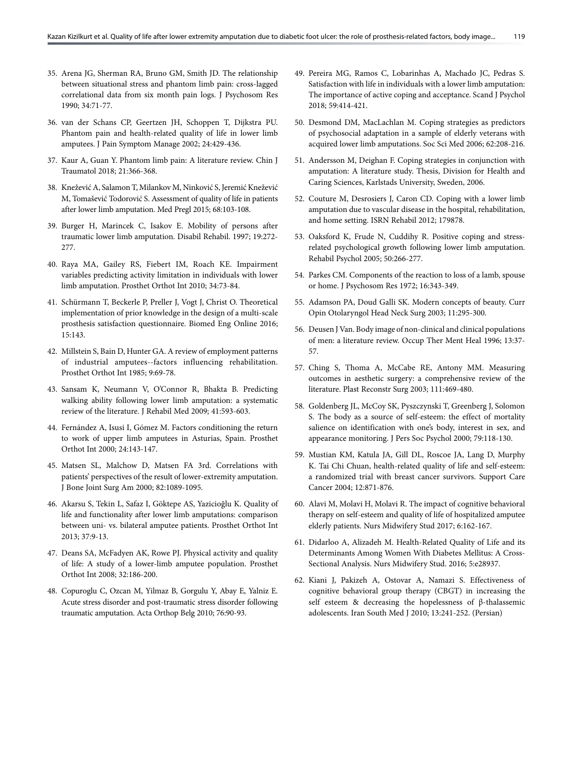35. Arena JG, Sherman RA, Bruno GM, Smith JD. The relationship between situational stress and phantom limb pain: cross-lagged correlational data from six month pain logs. J Psychosom Res 1990; 34:71-77.

36. van der Schans CP, Geertzen JH, Schoppen T, Dijkstra PU. Phantom pain and health-related quality of life in lower limb amputees. J Pain Symptom Manage 2002; 24:429-436.

37. Kaur A, Guan Y. Phantom limb pain: A literature review. Chin J Traumatol 2018; 21:366-368.

38. Knežević A, Salamon T, Milankov M, Ninković S, Jeremić Knežević M, Tomašević Todorović S. Assessment of quality of life in patients after lower limb amputation. Med Pregl 2015; 68:103-108.

39. Burger H, Marincek C, Isakov E. Mobility of persons after traumatic lower limb amputation. Disabil Rehabil. 1997; 19:272-277.

40. Raya MA, Gailey RS, Fiebert IM, Roach KE. Impairment variables predicting activity limitation in individuals with lower limb amputation. Prosthet Orthot Int 2010; 34:73-84.

41. Schürmann T, Beckerle P, Preller J, Vogt J, Christ O. Theoretical implementation of prior knowledge in the design of a multi-scale prosthesis satisfaction questionnaire. Biomed Eng Online 2016; 15:143.

42. Millstein S, Bain D, Hunter GA. A review of employment patterns of industrial amputees--factors influencing rehabilitation. Prosthet Orthot Int 1985; 9:69-78.

43. Sansam K, Neumann V, O'Connor R, Bhakta B. Predicting walking ability following lower limb amputation: a systematic review of the literature. J Rehabil Med 2009; 41:593-603.

44. Fernández A, Isusi I, Gómez M. Factors conditioning the return to work of upper limb amputees in Asturias, Spain. Prosthet Orthot Int 2000; 24:143-147.

45. Matsen SL, Malchow D, Matsen FA 3rd. Correlations with patients' perspectives of the result of lower-extremity amputation. J Bone Joint Surg Am 2000; 82:1089-1095.

46. Akarsu S, Tekin L, Safaz I, Göktepe AS, Yazicioğlu K. Quality of life and functionality after lower limb amputations: comparison between uni- vs. bilateral amputee patients. Prosthet Orthot Int 2013; 37:9-13.

47. Deans SA, McFadyen AK, Rowe PJ. Physical activity and quality of life: A study of a lower-limb amputee population. Prosthet Orthot Int 2008; 32:186-200.

48. Copuroglu C, Ozcan M, Yilmaz B, Gorgulu Y, Abay E, Yalniz E. Acute stress disorder and post-traumatic stress disorder following traumatic amputation. Acta Orthop Belg 2010; 76:90-93.

49. Pereira MG, Ramos C, Lobarinhas A, Machado JC, Pedras S. Satisfaction with life in individuals with a lower limb amputation: The importance of active coping and acceptance. Scand J Psychol 2018; 59:414-421.

50. Desmond DM, MacLachlan M. Coping strategies as predictors of psychosocial adaptation in a sample of elderly veterans with acquired lower limb amputations. Soc Sci Med 2006; 62:208-216.

51. Andersson M, Deighan F. Coping strategies in conjunction with amputation: A literature study. Thesis, Division for Health and Caring Sciences, Karlstads University, Sweden, 2006.

52. Couture M, Desrosiers J, Caron CD. Coping with a lower limb amputation due to vascular disease in the hospital, rehabilitation, and home setting. ISRN Rehabil 2012; 179878.

53. Oaksford K, Frude N, Cuddihy R. Positive coping and stress-related psychological growth following lower limb amputation. Rehabil Psychol 2005; 50:266-277.

54. Parkes CM. Components of the reaction to loss of a lamb, spouse or home. J Psychosom Res 1972; 16:343-349.

55. Adamson PA, Doud Galli SK. Modern concepts of beauty. Curr Opin Otolaryngol Head Neck Surg 2003; 11:295-300.

56. Deusen J Van. Body image of non-clinical and clinical populations of men: a literature review. Occup Ther Ment Heal 1996; 13:37-57.

57. Ching S, Thoma A, McCabe RE, Antony MM. Measuring outcomes in aesthetic surgery: a comprehensive review of the literature. Plast Reconstr Surg 2003; 111:469-480.

58. Goldenberg JL, McCoy SK, Pyszczynski T, Greenberg J, Solomon S. The body as a source of self-esteem: the effect of mortality salience on identification with one's body, interest in sex, and appearance monitoring. J Pers Soc Psychol 2000; 79:118-130.

59. Mustian KM, Katula JA, Gill DL, Roscoe JA, Lang D, Murphy K. Tai Chi Chuan, health-related quality of life and self-esteem: a randomized trial with breast cancer survivors. Support Care Cancer 2004; 12:871-876.

60. Alavi M, Molavi H, Molavi R. The impact of cognitive behavioral therapy on self-esteem and quality of life of hospitalized amputee elderly patients. Nurs Midwifery Stud 2017; 6:162-167.

61. Didarloo A, Alizadeh M. Health-Related Quality of Life and its Determinants Among Women With Diabetes Mellitus: A Cross-Sectional Analysis. Nurs Midwifery Stud. 2016; 5:e28937.

62. Kiani J, Pakizeh A, Ostovar A, Namazi S. Effectiveness of cognitive behavioral group therapy (CBGT) in increasing the self esteem & decreasing the hopelessness of β-thalassemic adolescents. Iran South Med J 2010; 13:241-252. (Persian)